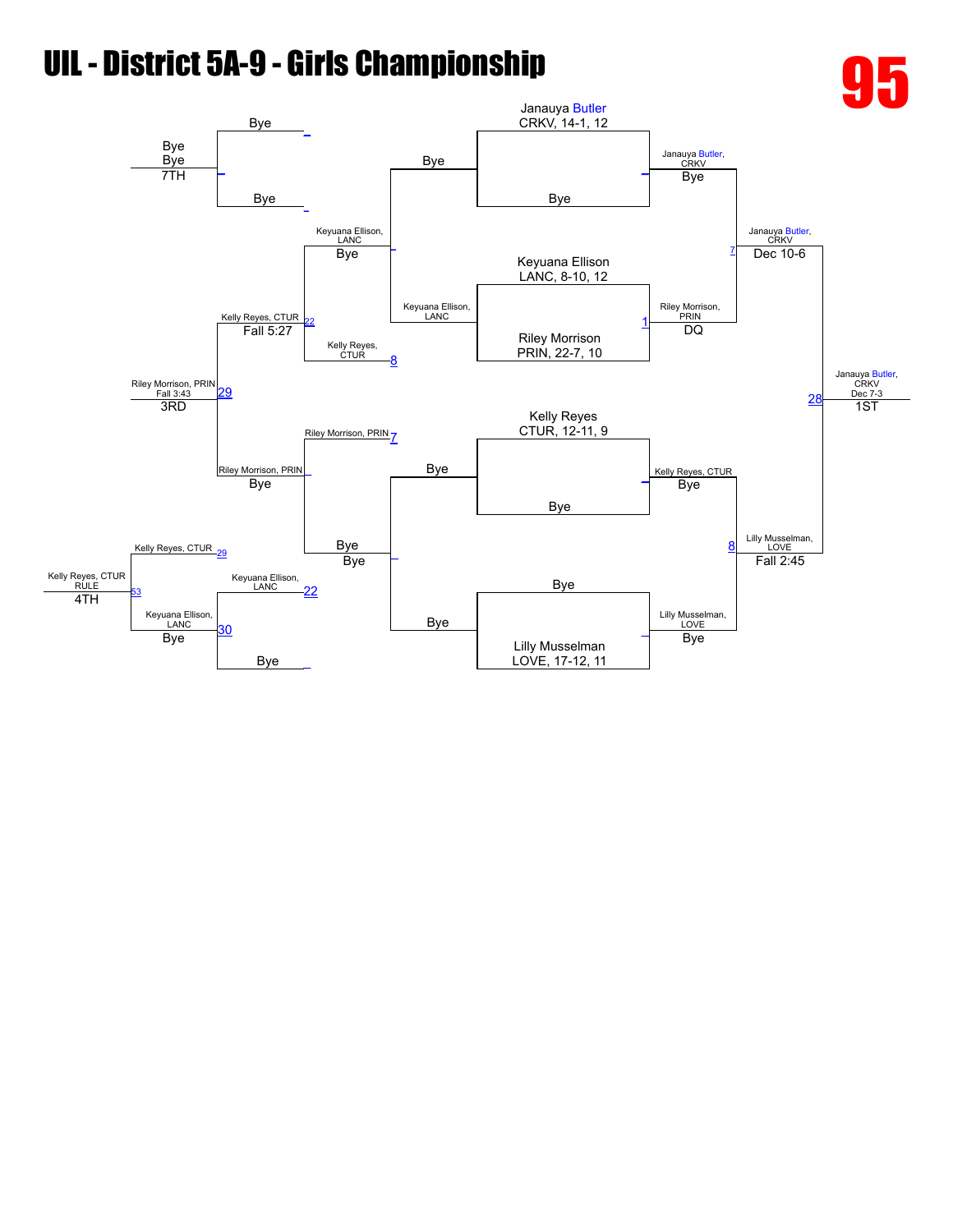# UIL - District 5A-9 - Girls Championship

95

## Championship Bracket

**Seeds / Entrants:**
- Janauya Butler, CRKV, 14-1, 12 vs Bye
- Keyuana Ellison, LANC, 8-10, 12 vs Riley Morrison, PRIN, 22-7, 10
- Kelly Reyes, CTUR, 12-11, 9 vs Bye
- Bye vs Lilly Musselman, LOVE, 17-12, 11

**Quarterfinals:**
- Janauya Butler, CRKV — Bye
- Riley Morrison, PRIN — DQ (1)
- Kelly Reyes, CTUR — Bye
- Lilly Musselman, LOVE — Bye

**Semifinals:**
- Janauya Butler, CRKV — Dec 10-6 (7)
- Lilly Musselman, LOVE — Fall 2:45 (8)

**Final:**
- Janauya Butler, CRKV — Dec 7-3 (28) — **1ST**

## Consolation Bracket

**First round:**
- Keyuana Ellison, LANC — Bye
- Bye — Bye
- Bye — Bye

**Consolation quarterfinals:**
- Keyuana Ellison, LANC — Bye
- Kelly Reyes, CTUR (8)
- Riley Morrison, PRIN (7)
- Bye — Bye

**Consolation semifinals:**
- Kelly Reyes, CTUR — Fall 5:27 (22)
- Riley Morrison, PRIN — Bye

**3rd place:**
- Riley Morrison, PRIN — Fall 3:43 (29) — **3RD**

**5th/7th place:**
- Bye — Bye — **7TH**

**4th place bracket:**
- Kelly Reyes, CTUR (29)
- Keyuana Ellison, LANC (22)
- Keyuana Ellison, LANC — Bye (30)
- Bye
- Kelly Reyes, CTUR — RULE (53) — **4TH**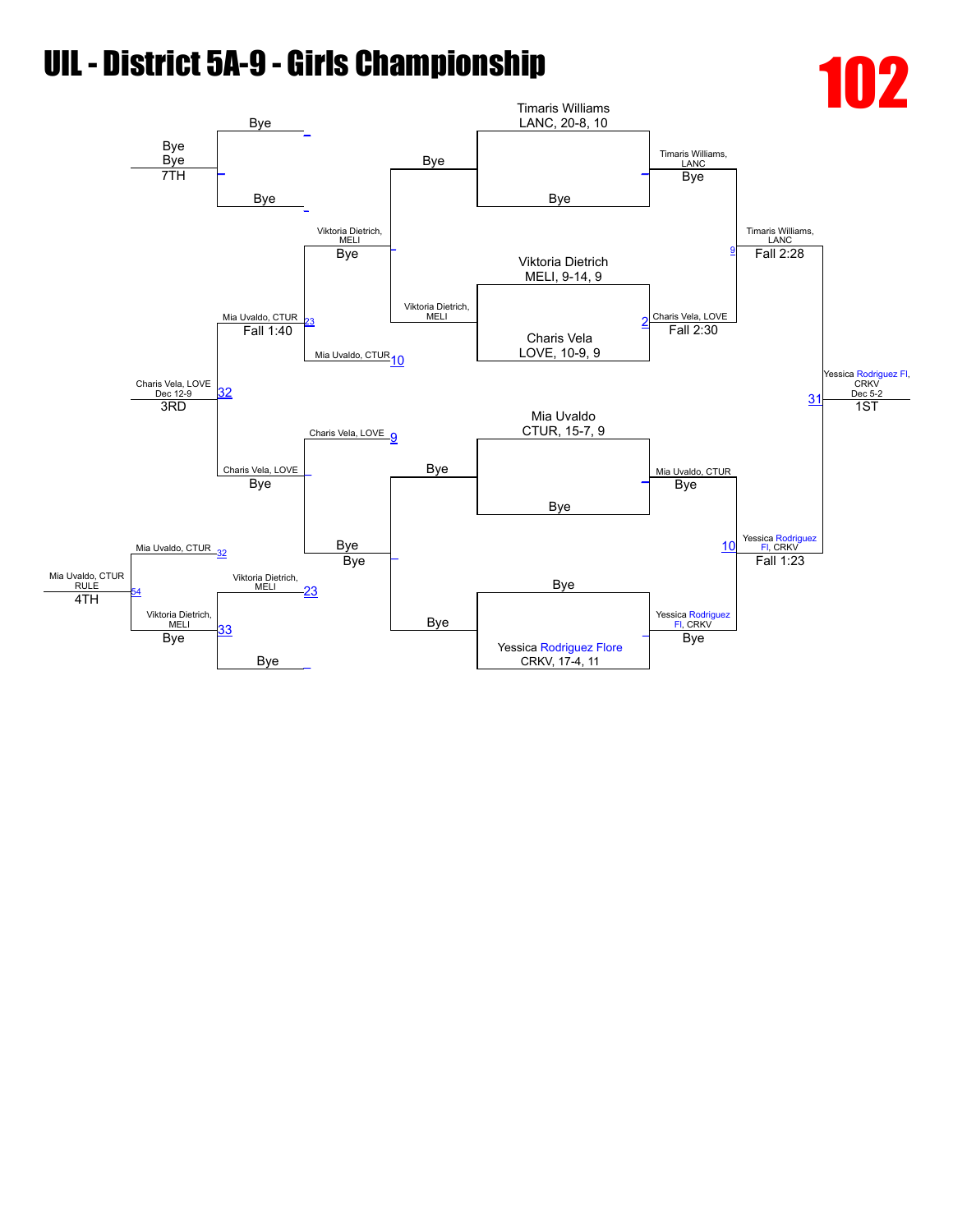# UIL - District 5A-9 - Girls Championship

# 102

## Championship Bracket

**Timaris Williams** — LANC, 20-8, 10
Bye

Timaris Williams, LANC — Bye

**Viktoria Dietrich** — MELI, 9-14, 9
**Charis Vela** — LOVE, 10-9, 9

Charis Vela, LOVE — Fall 2:30

Timaris Williams, LANC — Fall 2:28

**Mia Uvaldo** — CTUR, 15-7, 9
Bye

Mia Uvaldo, CTUR — Bye

Bye
**Yessica Rodriguez Flore** — CRKV, 17-4, 11

Yessica Rodriguez Fl, CRKV — Bye

Yessica Rodriguez Fl, CRKV — Fall 1:23

**1ST:** Yessica Rodriguez Fl, CRKV — Dec 5-2

## Consolation Bracket

Bye / Bye → Bye, Bye — 7TH

Viktoria Dietrich, MELI — Bye

Mia Uvaldo, CTUR — Fall 1:40

Viktoria Dietrich, MELI / Mia Uvaldo, CTUR

Charis Vela, LOVE — Bye

Charis Vela, LOVE — Dec 12-9 — 3RD

Bye / Bye

Viktoria Dietrich, MELI / Bye

Viktoria Dietrich, MELI — Bye

Mia Uvaldo, CTUR

Mia Uvaldo, CTUR RULE — 4TH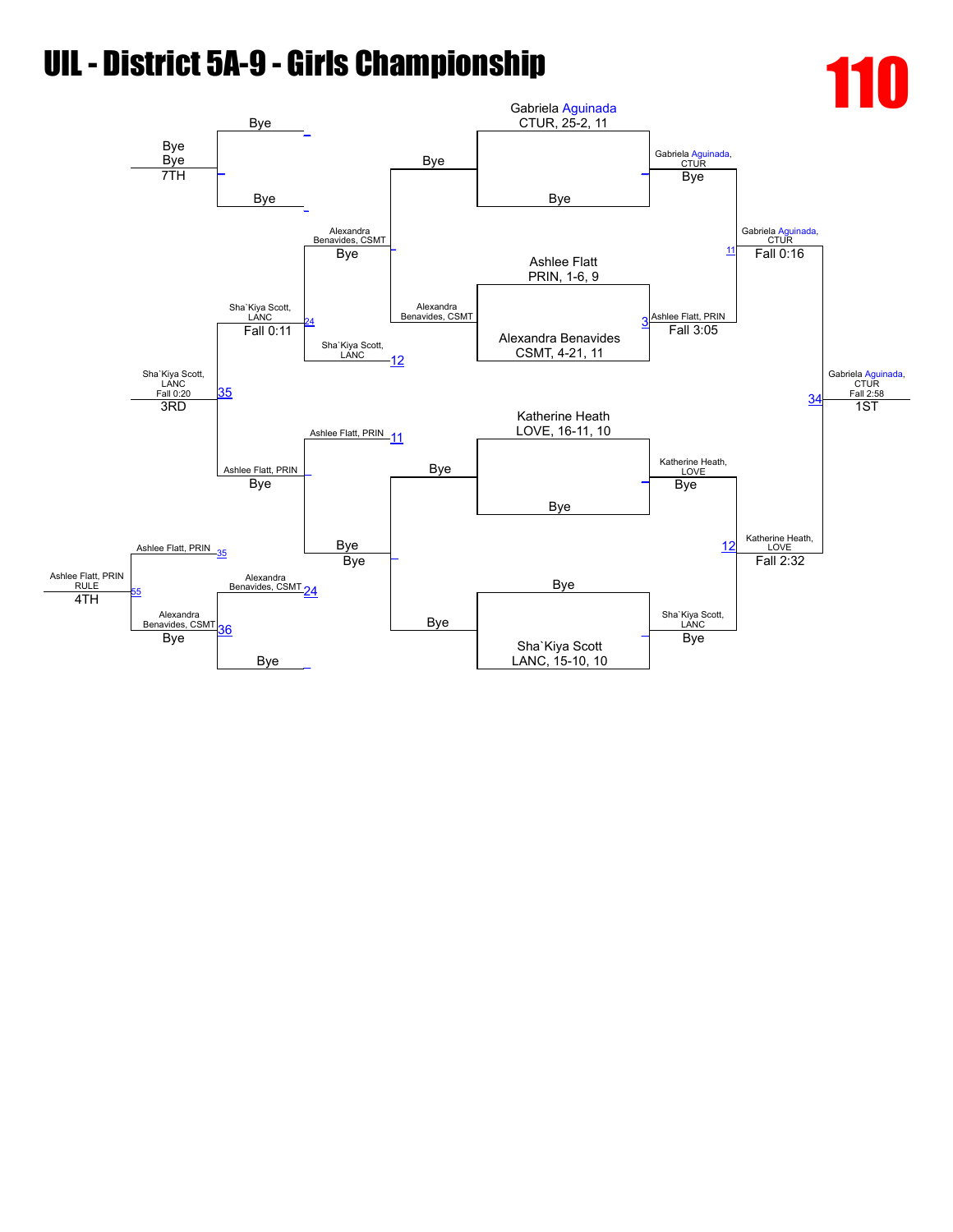# UIL - District 5A-9 - Girls Championship

**110**

## Championship Bracket

**First Round**
- Gabriela Aguinada (CTUR, 25-2, 11) vs. Bye — Gabriela Aguinada, CTUR: Bye
- Ashlee Flatt (PRIN, 1-6, 9) vs. Alexandra Benavides (CSMT, 4-21, 11) — Ashlee Flatt, PRIN: Fall 3:05 (3)
- Katherine Heath (LOVE, 16-11, 10) vs. Bye — Katherine Heath, LOVE: Bye
- Bye vs. Sha`Kiya Scott (LANC, 15-10, 10) — Sha`Kiya Scott, LANC: Bye

**Semifinals**
- Gabriela Aguinada, CTUR vs. Ashlee Flatt, PRIN — Gabriela Aguinada, CTUR: Fall 0:16 (11)
- Katherine Heath, LOVE vs. Sha`Kiya Scott, LANC — Katherine Heath, LOVE: Fall 2:32 (12)

**Final**
- Gabriela Aguinada, CTUR vs. Katherine Heath, LOVE — Gabriela Aguinada, CTUR: Fall 2:58 (34) — 1ST

## Consolation Bracket

**Consolation First Round**
- Bye vs. Alexandra Benavides, CSMT — Alexandra Benavides, CSMT: Bye
- Bye vs. Bye — Bye

**Consolation Second Round**
- Alexandra Benavides, CSMT vs. Sha`Kiya Scott, LANC (12) — Sha`Kiya Scott, LANC: Fall 0:11 (24)
- Ashlee Flatt, PRIN (11) vs. Bye — Ashlee Flatt, PRIN: Bye

**3rd Place**
- Sha`Kiya Scott, LANC vs. Ashlee Flatt, PRIN — Sha`Kiya Scott, LANC: Fall 0:20 (35) — 3RD

**Lower Bracket**
- Bye vs. Bye — Bye
- Bye vs. Bye — Bye, Bye — 7TH
- Alexandra Benavides, CSMT (24) vs. Bye — Alexandra Benavides, CSMT: Bye (36)
- Ashlee Flatt, PRIN (35) vs. Alexandra Benavides, CSMT — Ashlee Flatt, PRIN: RULE (55) — 4TH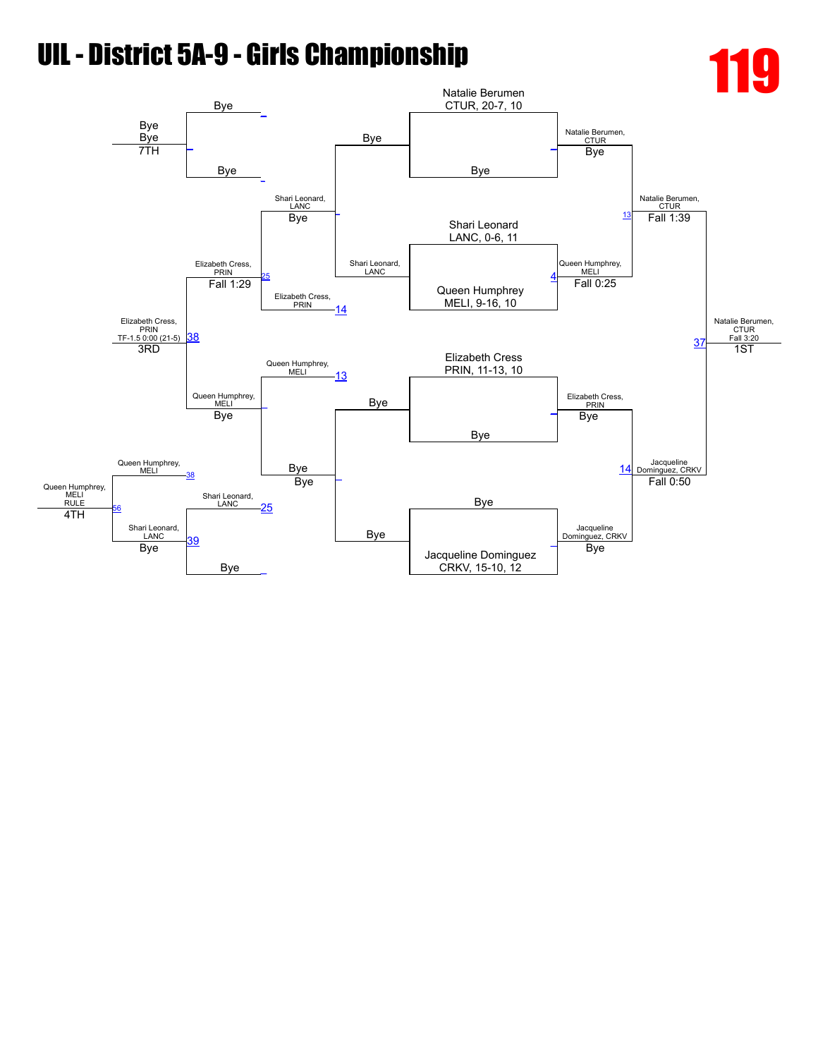# UIL - District 5A-9 - Girls Championship

**119**

## Championship Bracket

**Quarterfinals**
- Natalie Berumen, CTUR, 20-7, 10 vs. Bye → Natalie Berumen, CTUR (Bye)
- Shari Leonard, LANC, 0-6, 11 vs. Queen Humphrey, MELI, 9-16, 10 → Queen Humphrey, MELI (Fall 0:25)
- Elizabeth Cress, PRIN, 11-13, 10 vs. Bye → Elizabeth Cress, PRIN (Bye)
- Bye vs. Jacqueline Dominguez, CRKV, 15-10, 12 → Jacqueline Dominguez, CRKV (Bye)

**Semifinals**
- Natalie Berumen, CTUR vs. Queen Humphrey, MELI → Natalie Berumen, CTUR (Fall 1:39)
- Elizabeth Cress, PRIN vs. Jacqueline Dominguez, CRKV → Jacqueline Dominguez, CRKV (Fall 0:50)

**Final**
- Natalie Berumen, CTUR vs. Jacqueline Dominguez, CRKV → Natalie Berumen, CTUR (Fall 3:20) — 1ST

## Consolation Bracket

- Bye vs. Bye → Bye
- Bye vs. Shari Leonard, LANC → Shari Leonard, LANC (Bye)
- Shari Leonard, LANC vs. Elizabeth Cress, PRIN → Elizabeth Cress, PRIN
- Queen Humphrey, MELI vs. Bye → Queen Humphrey, MELI
- Bye vs. Bye → Bye
- Bye vs. Queen Humphrey, MELI → Queen Humphrey, MELI (Bye)
- Elizabeth Cress, PRIN vs. Queen Humphrey, MELI → Elizabeth Cress, PRIN (Fall 1:29)
- Shari Leonard, LANC vs. Bye → Shari Leonard, LANC (Bye)

**7th Place:** Bye vs. Bye → Bye — 7TH

**3rd Place:** Elizabeth Cress, PRIN — TF-1.5 0:00 (21-5) — 3RD

**5th Place:** Queen Humphrey, MELI vs. Shari Leonard, LANC → Queen Humphrey, MELI (RULE) — 4TH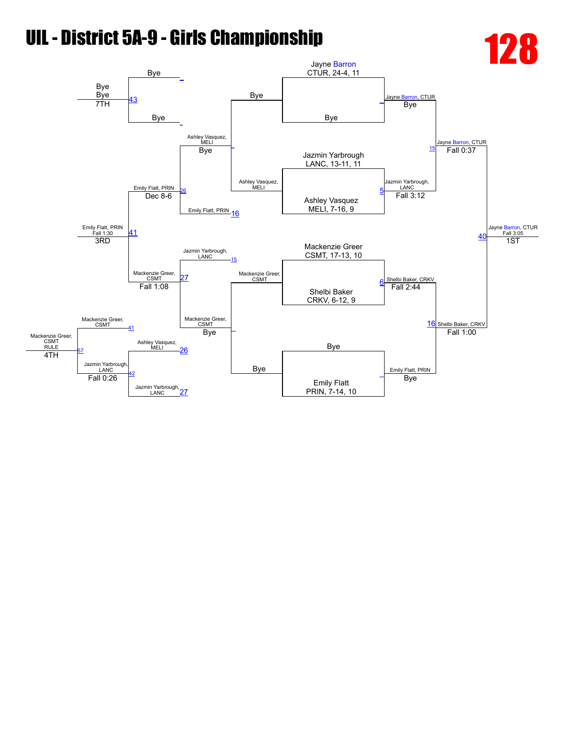# UIL - District 5A-9 - Girls Championship

**128**

## Championship Bracket

**First Round**
- Jayne Barron, CTUR, 24-4, 11 vs. Bye — Jayne Barron, CTUR: Bye
- Jazmin Yarbrough, LANC, 13-11, 11 vs. Ashley Vasquez, MELI, 7-16, 9 — Jazmin Yarbrough, LANC: Fall 3:12
- Mackenzie Greer, CSMT, 17-13, 10 vs. Shelbi Baker, CRKV, 6-12, 9 — Shelbi Baker, CRKV: Fall 2:44
- Bye vs. Emily Flatt, PRIN, 7-14, 10 — Emily Flatt, PRIN: Bye

**Semifinals**
- Jayne Barron, CTUR vs. Jazmin Yarbrough, LANC — Jayne Barron, CTUR: Fall 0:37
- Shelbi Baker, CRKV vs. Emily Flatt, PRIN — Shelbi Baker, CRKV: Fall 1:00

**Final**
- Jayne Barron, CTUR: Fall 3:05 — 1ST

## Consolation Bracket

**Consolation Round 1**
- Bye vs. Ashley Vasquez, MELI — Ashley Vasquez, MELI: Bye
- Mackenzie Greer, CSMT vs. Bye — Mackenzie Greer, CSMT: Bye

**Consolation Round 2**
- Ashley Vasquez, MELI vs. Emily Flatt, PRIN — Emily Flatt, PRIN: Dec 8-6
- Jazmin Yarbrough, LANC vs. Mackenzie Greer, CSMT — Mackenzie Greer, CSMT: Fall 1:08

**3rd Place**
- Emily Flatt, PRIN: Fall 1:30 — 3RD

**7th Place**
- Bye vs. Bye — Bye: 7TH

**5th Place**
- Ashley Vasquez, MELI vs. Jazmin Yarbrough, LANC — Jazmin Yarbrough, LANC: Fall 0:26

**4th Place**
- Mackenzie Greer, CSMT vs. Jazmin Yarbrough, LANC — Mackenzie Greer, CSMT: RULE — 4TH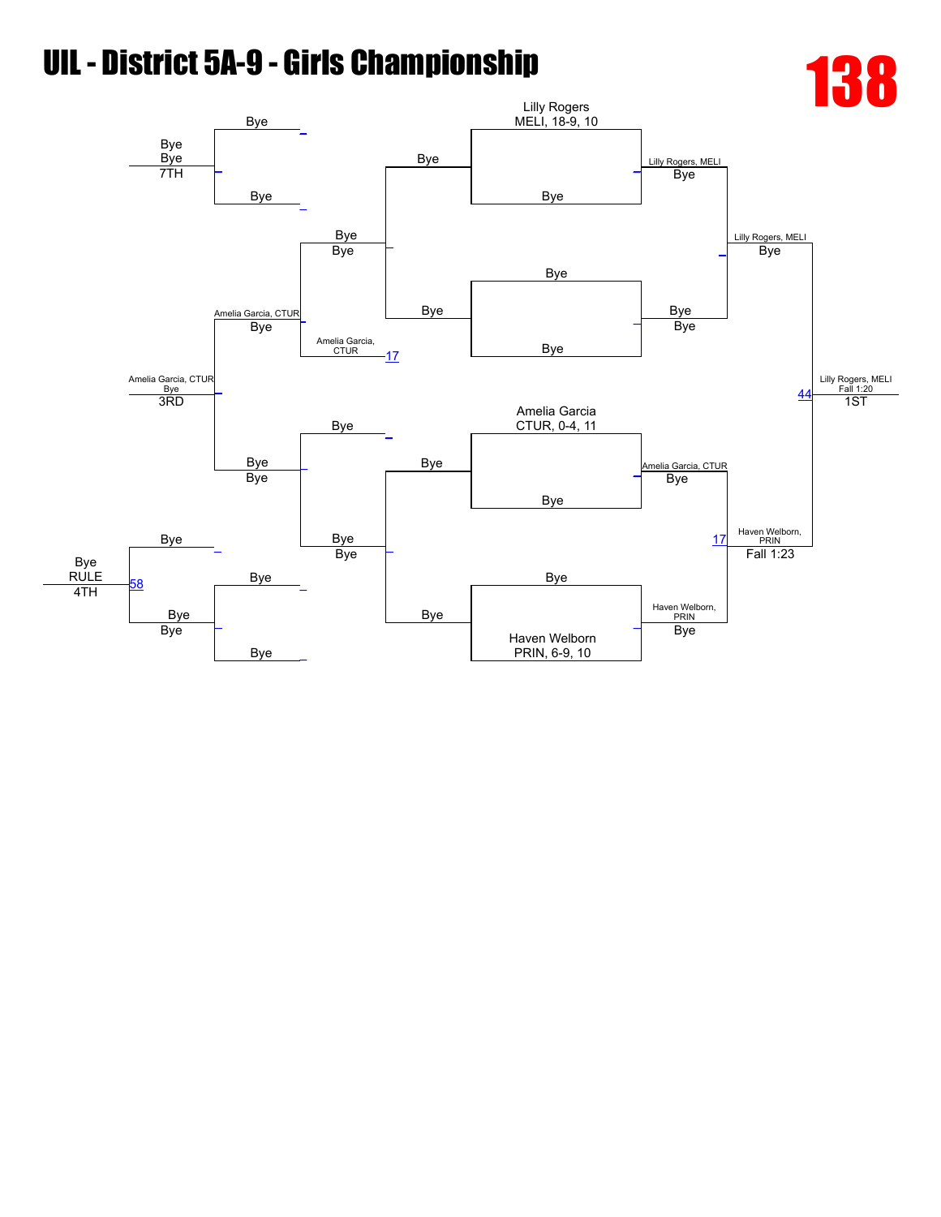# UIL - District 5A-9 - Girls Championship

**138**

## Championship Bracket

**Top half**

- Lilly Rogers, MELI, 18-9, 10 vs Bye → Lilly Rogers, MELI (Bye)
- Bye vs Bye → Bye (Bye)
- Lilly Rogers, MELI vs Bye → Lilly Rogers, MELI (Bye)

**Bottom half**

- Amelia Garcia, CTUR, 0-4, 11 vs Bye → Amelia Garcia, CTUR (Bye)
- Bye vs Haven Welborn, PRIN, 6-9, 10 → Haven Welborn, PRIN (Bye)
- Amelia Garcia, CTUR vs Haven Welborn, PRIN (Bout 17) → Haven Welborn, PRIN (Fall 1:23)

**Final**

- Lilly Rogers, MELI vs Haven Welborn, PRIN (Bout 44) → Lilly Rogers, MELI (Fall 1:20) — **1ST**

## Consolation Bracket

- Bye vs Bye → Bye
- Bye vs Bye → Bye
- Bye vs Amelia Garcia, CTUR → Amelia Garcia, CTUR (Bye)
- Bye vs Amelia Garcia, CTUR (Bout 17) → Amelia Garcia, CTUR (Bye)
- Bye vs Bye → Bye (Bye)
- Bye vs Bye → Bye (Bye)
- Amelia Garcia, CTUR vs Bye → Amelia Garcia, CTUR (Bye) — **3RD**
- Bye vs Bye → Bye (Bye) — **7TH**
- Bye vs Bye → Bye (Bye)
- Bye vs Bye (Bout 58) → Bye (RULE) — **4TH**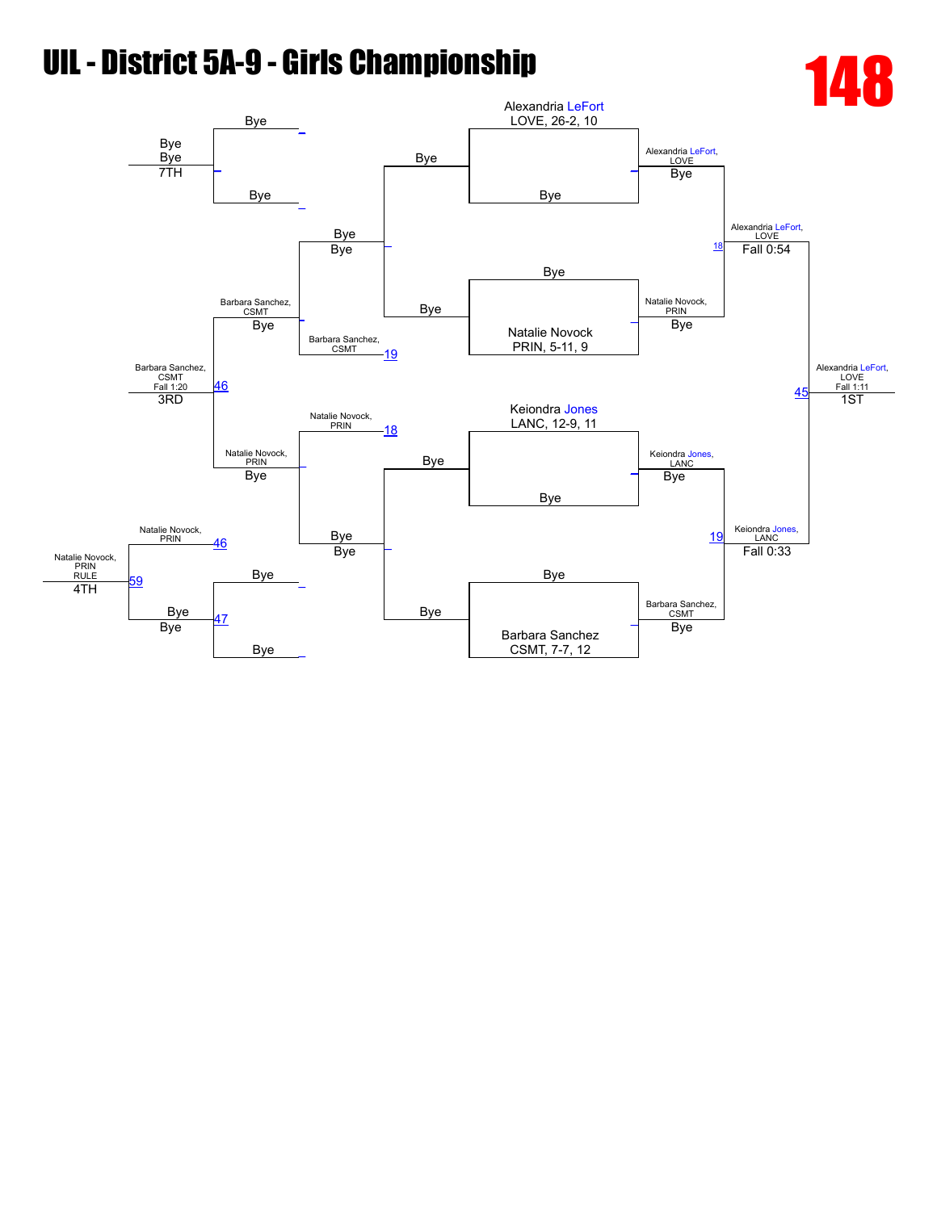# UIL - District 5A-9 - Girls Championship

**148**

## Championship Bracket

**Seeded entrants:**

- Alexandria LeFort, LOVE, 26-2, 10
- Natalie Novock, PRIN, 5-11, 9
- Keiondra Jones, LANC, 12-9, 11
- Barbara Sanchez, CSMT, 7-7, 12

**First round:**

- Alexandria LeFort vs Bye: Alexandria LeFort, LOVE (Bye)
- Bye vs Natalie Novock: Natalie Novock, PRIN (Bye)
- Keiondra Jones vs Bye: Keiondra Jones, LANC (Bye)
- Bye vs Barbara Sanchez: Barbara Sanchez, CSMT (Bye)

**Semifinals:**

- Bout 18: Alexandria LeFort, LOVE def. Natalie Novock, PRIN, Fall 0:54
- Bout 19: Keiondra Jones, LANC def. Barbara Sanchez, CSMT, Fall 0:33

**Final:**

- Bout 45: Alexandria LeFort, LOVE, Fall 1:11 — 1ST

## Consolation Bracket

- Bye vs Bye: Bye
- Bye vs Bye: Bye
- Bout 19: Barbara Sanchez, CSMT
- Bout 18: Natalie Novock, PRIN
- Barbara Sanchez, CSMT (Bye)
- Natalie Novock, PRIN (Bye)
- Bye vs Bye: Bye
- Bout 46: Barbara Sanchez, CSMT, Fall 1:20 — 3RD
- Bout 46: Natalie Novock, PRIN
- Bout 47: Bye
- Bout 59: Natalie Novock, PRIN, RULE — 4TH
- Bye, Bye — 7TH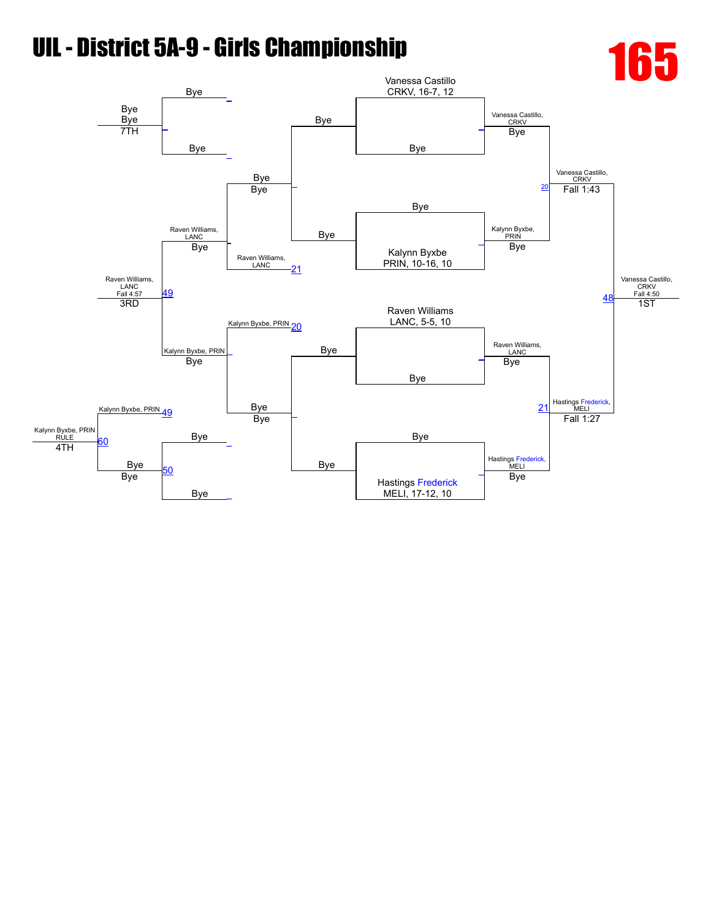# UIL - District 5A-9 - Girls Championship

**165**

**Championship Bracket**

- Vanessa Castillo, CRKV, 16-7, 12 vs Bye → Vanessa Castillo, CRKV
- Bye vs Kalynn Byxbe, PRIN, 10-16, 10 → Kalynn Byxbe, PRIN
- Raven Williams, LANC, 5-5, 10 vs Bye → Raven Williams, LANC
- Bye vs Hastings Frederick, MELI, 17-12, 10 → Hastings Frederick, MELI

Semifinals:

- Vanessa Castillo, CRKV over Kalynn Byxbe, PRIN (20) — Fall 1:43
- Hastings Frederick, MELI over Raven Williams, LANC (21) — Fall 1:27

Final:

- Vanessa Castillo, CRKV over Hastings Frederick, MELI (48) — Fall 4:50 — 1ST

**Consolation Bracket**

- Bye / Bye → Bye
- Raven Williams, LANC vs Bye → Raven Williams, LANC (21)
- Kalynn Byxbe, PRIN vs Bye → Kalynn Byxbe, PRIN (20)
- Bye / Bye (50)

3rd place: Raven Williams, LANC over Kalynn Byxbe, PRIN (49) — Fall 4:57 — 3RD

Bye vs Bye — Bye — 7TH

Kalynn Byxbe, PRIN (49) vs Bye → Kalynn Byxbe, PRIN RULE (60) — 4TH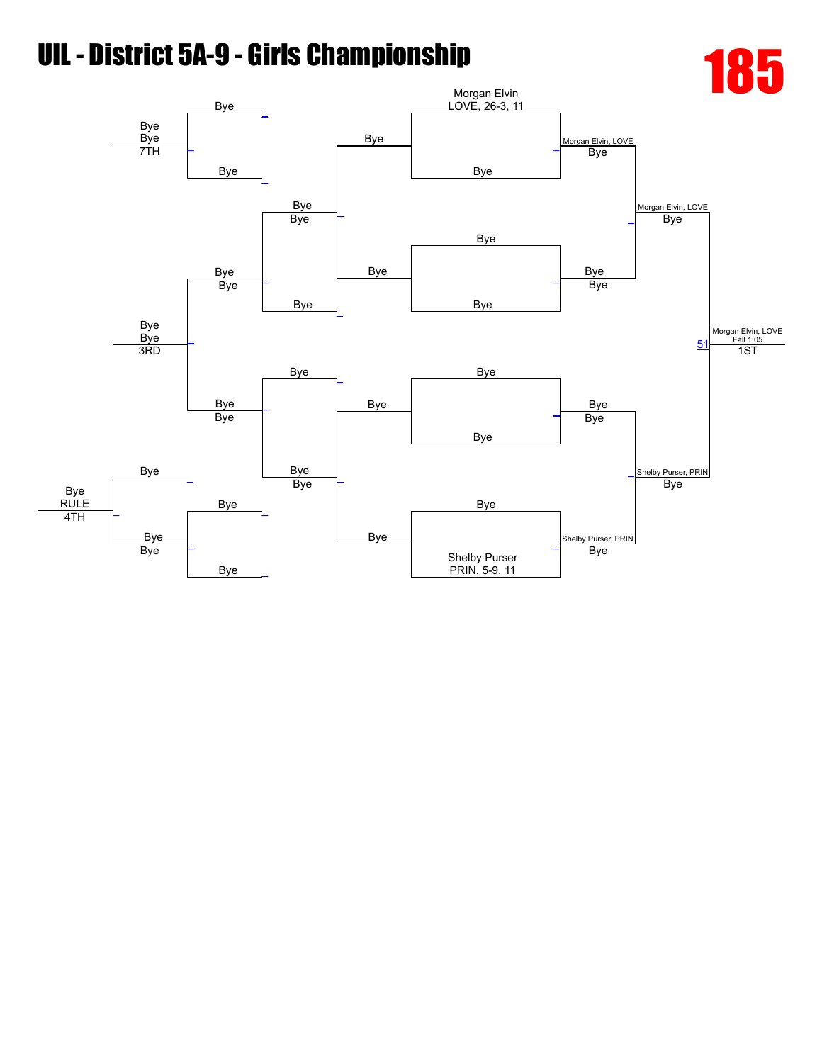# UIL - District 5A-9 - Girls Championship

**185**

## Championship Bracket

- Morgan Elvin, LOVE, 26-3, 11 vs Bye → Morgan Elvin, LOVE
- Bye vs Bye → Bye
- Morgan Elvin, LOVE vs Bye → Morgan Elvin, LOVE
- Bye vs Bye → Bye
- Bye vs Shelby Purser, PRIN, 5-9, 11 → Shelby Purser, PRIN
- Bye vs Shelby Purser, PRIN → Shelby Purser, PRIN

**Final (Match 51):** Morgan Elvin, LOVE vs Shelby Purser, PRIN → Morgan Elvin, LOVE, Fall 1:05 — 1ST

## Consolation Bracket

- 3RD: Bye
- 4TH: Bye (RULE)
- 7TH: Bye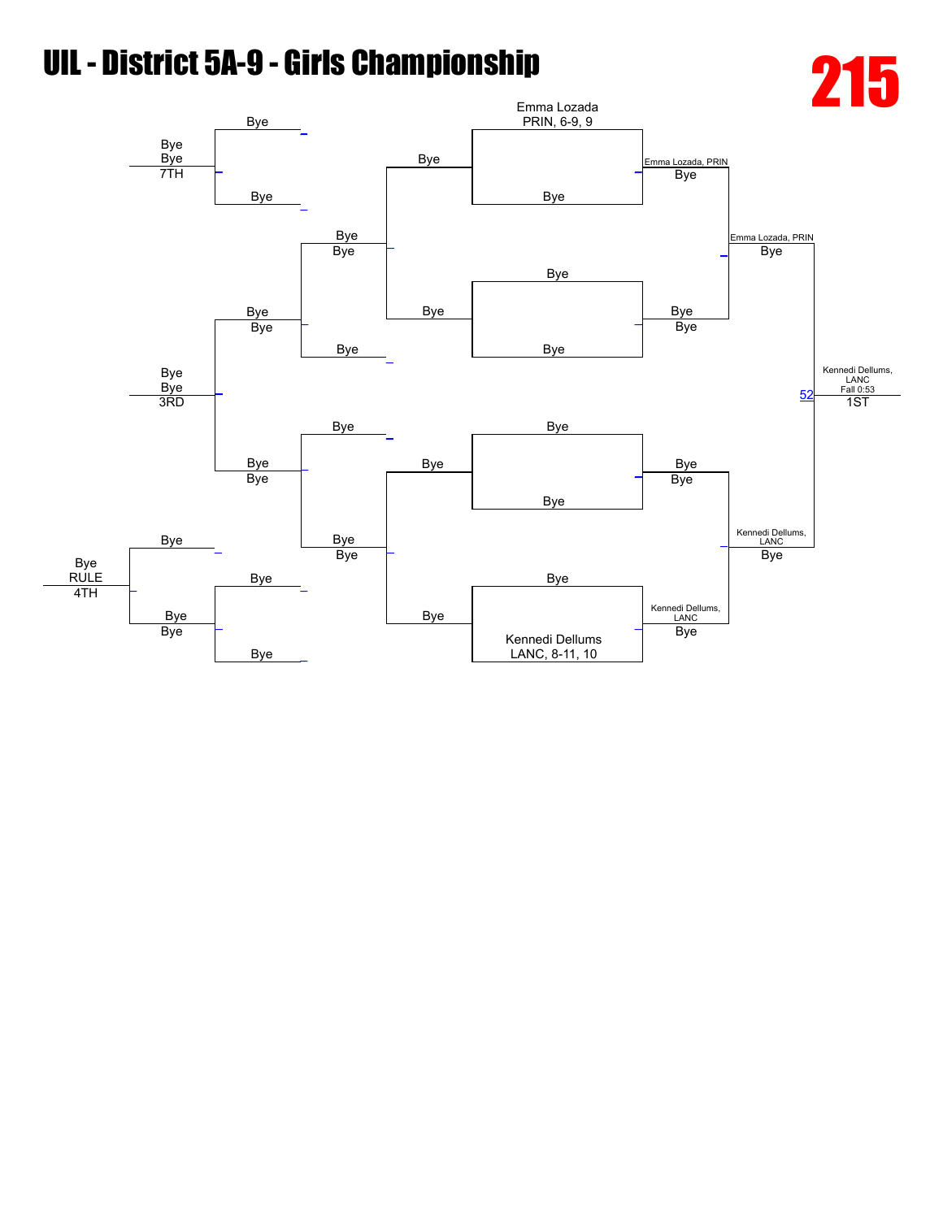# UIL - District 5A-9 - Girls Championship

215

Emma Lozada
PRIN, 6-9, 9

Bye

Bye

Emma Lozada, PRIN
Bye

Emma Lozada, PRIN
Bye

Bye

Bye

Bye

Bye
Bye

Kennedi Dellums, LANC
Fall 0:53
52
1ST

Bye

Bye

Bye
Bye

Kennedi Dellums, LANC
Bye

Bye

Bye

Kennedi Dellums, LANC
Bye

Kennedi Dellums
LANC, 8-11, 10

Bye

Bye
Bye
7TH

Bye

Bye
Bye

Bye
Bye

Bye

Bye
Bye
3RD

Bye

Bye
Bye

Bye
Bye

Bye

Bye
RULE
4TH

Bye

Bye
Bye

Bye